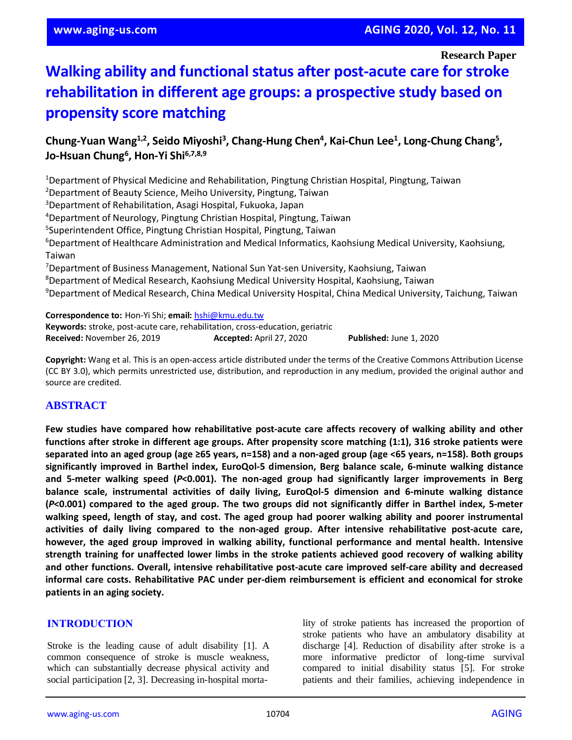Research Paper

# Walking ability and functional status after post-acute care for stroke rehabilitation in different age groups: a prospective study based on propensity score matching

**Chung-Yuan Wang[1,2], Seido Miyoshi[3], Chang-Hung Chen[4], Kai-Chun Lee[1], Long-Chung Chang[5], Jo-Hsuan Chung[6], Hon-Yi Shi[6,7,8,9]**

[1]Department of Physical Medicine and Rehabilitation, Pingtung Christian Hospital, Pingtung, Taiwan
[2]Department of Beauty Science, Meiho University, Pingtung, Taiwan
[3]Department of Rehabilitation, Asagi Hospital, Fukuoka, Japan
[4]Department of Neurology, Pingtung Christian Hospital, Pingtung, Taiwan
[5]Superintendent Office, Pingtung Christian Hospital, Pingtung, Taiwan
[6]Department of Healthcare Administration and Medical Informatics, Kaohsiung Medical University, Kaohsiung, Taiwan
[7]Department of Business Management, National Sun Yat-sen University, Kaohsiung, Taiwan
[8]Department of Medical Research, Kaohsiung Medical University Hospital, Kaohsiung, Taiwan
[9]Department of Medical Research, China Medical University Hospital, China Medical University, Taichung, Taiwan

**Correspondence to:** Hon-Yi Shi; **email:** hshi@kmu.edu.tw
**Keywords:** stroke, post-acute care, rehabilitation, cross-education, geriatric
**Received:** November 26, 2019 **Accepted:** April 27, 2020 **Published:** June 1, 2020

**Copyright:** Wang et al. This is an open-access article distributed under the terms of the Creative Commons Attribution License (CC BY 3.0), which permits unrestricted use, distribution, and reproduction in any medium, provided the original author and source are credited.

## ABSTRACT

**Few studies have compared how rehabilitative post-acute care affects recovery of walking ability and other functions after stroke in different age groups. After propensity score matching (1:1), 316 stroke patients were separated into an aged group (age ≥65 years, n=158) and a non-aged group (age <65 years, n=158). Both groups significantly improved in Barthel index, EuroQol-5 dimension, Berg balance scale, 6-minute walking distance and 5-meter walking speed (*P*<0.001). The non-aged group had significantly larger improvements in Berg balance scale, instrumental activities of daily living, EuroQol-5 dimension and 6-minute walking distance (*P*<0.001) compared to the aged group. The two groups did not significantly differ in Barthel index, 5-meter walking speed, length of stay, and cost. The aged group had poorer walking ability and poorer instrumental activities of daily living compared to the non-aged group. After intensive rehabilitative post-acute care, however, the aged group improved in walking ability, functional performance and mental health. Intensive strength training for unaffected lower limbs in the stroke patients achieved good recovery of walking ability and other functions. Overall, intensive rehabilitative post-acute care improved self-care ability and decreased informal care costs. Rehabilitative PAC under per-diem reimbursement is efficient and economical for stroke patients in an aging society.**

## INTRODUCTION

Stroke is the leading cause of adult disability [1]. A common consequence of stroke is muscle weakness, which can substantially decrease physical activity and social participation [2, 3]. Decreasing in-hospital mortality of stroke patients has increased the proportion of stroke patients who have an ambulatory disability at discharge [4]. Reduction of disability after stroke is a more informative predictor of long-time survival compared to initial disability status [5]. For stroke patients and their families, achieving independence in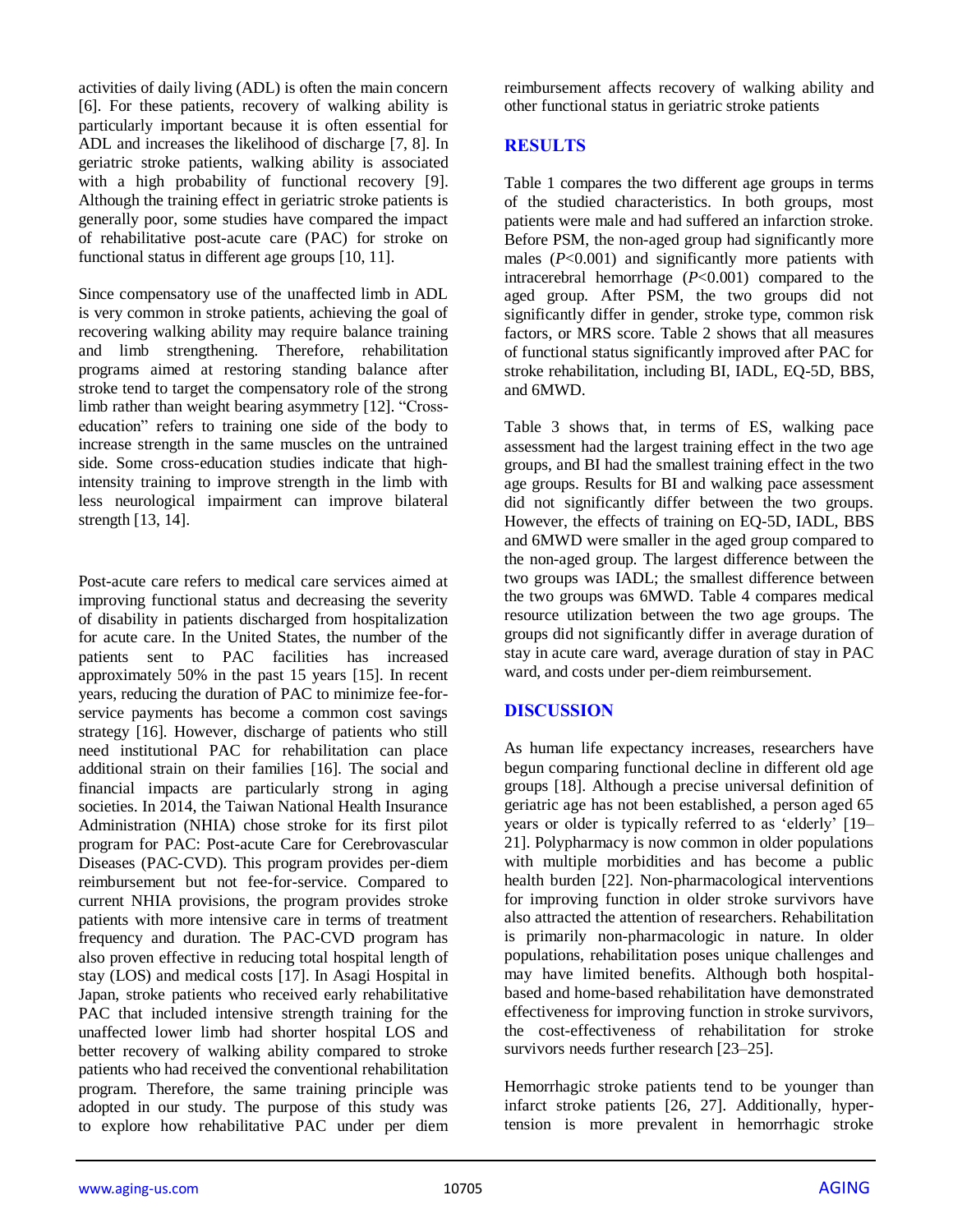activities of daily living (ADL) is often the main concern [6]. For these patients, recovery of walking ability is particularly important because it is often essential for ADL and increases the likelihood of discharge [7, 8]. In geriatric stroke patients, walking ability is associated with a high probability of functional recovery [9]. Although the training effect in geriatric stroke patients is generally poor, some studies have compared the impact of rehabilitative post-acute care (PAC) for stroke on functional status in different age groups [10, 11].

Since compensatory use of the unaffected limb in ADL is very common in stroke patients, achieving the goal of recovering walking ability may require balance training and limb strengthening. Therefore, rehabilitation programs aimed at restoring standing balance after stroke tend to target the compensatory role of the strong limb rather than weight bearing asymmetry [12]. "Cross-education" refers to training one side of the body to increase strength in the same muscles on the untrained side. Some cross-education studies indicate that high-intensity training to improve strength in the limb with less neurological impairment can improve bilateral strength [13, 14].

Post-acute care refers to medical care services aimed at improving functional status and decreasing the severity of disability in patients discharged from hospitalization for acute care. In the United States, the number of the patients sent to PAC facilities has increased approximately 50% in the past 15 years [15]. In recent years, reducing the duration of PAC to minimize fee-for-service payments has become a common cost savings strategy [16]. However, discharge of patients who still need institutional PAC for rehabilitation can place additional strain on their families [16]. The social and financial impacts are particularly strong in aging societies. In 2014, the Taiwan National Health Insurance Administration (NHIA) chose stroke for its first pilot program for PAC: Post-acute Care for Cerebrovascular Diseases (PAC-CVD). This program provides per-diem reimbursement but not fee-for-service. Compared to current NHIA provisions, the program provides stroke patients with more intensive care in terms of treatment frequency and duration. The PAC-CVD program has also proven effective in reducing total hospital length of stay (LOS) and medical costs [17]. In Asagi Hospital in Japan, stroke patients who received early rehabilitative PAC that included intensive strength training for the unaffected lower limb had shorter hospital LOS and better recovery of walking ability compared to stroke patients who had received the conventional rehabilitation program. Therefore, the same training principle was adopted in our study. The purpose of this study was to explore how rehabilitative PAC under per diem reimbursement affects recovery of walking ability and other functional status in geriatric stroke patients

## RESULTS

Table 1 compares the two different age groups in terms of the studied characteristics. In both groups, most patients were male and had suffered an infarction stroke. Before PSM, the non-aged group had significantly more males ($P<0.001$) and significantly more patients with intracerebral hemorrhage ($P<0.001$) compared to the aged group. After PSM, the two groups did not significantly differ in gender, stroke type, common risk factors, or MRS score. Table 2 shows that all measures of functional status significantly improved after PAC for stroke rehabilitation, including BI, IADL, EQ-5D, BBS, and 6MWD.

Table 3 shows that, in terms of ES, walking pace assessment had the largest training effect in the two age groups, and BI had the smallest training effect in the two age groups. Results for BI and walking pace assessment did not significantly differ between the two groups. However, the effects of training on EQ-5D, IADL, BBS and 6MWD were smaller in the aged group compared to the non-aged group. The largest difference between the two groups was IADL; the smallest difference between the two groups was 6MWD. Table 4 compares medical resource utilization between the two age groups. The groups did not significantly differ in average duration of stay in acute care ward, average duration of stay in PAC ward, and costs under per-diem reimbursement.

## DISCUSSION

As human life expectancy increases, researchers have begun comparing functional decline in different old age groups [18]. Although a precise universal definition of geriatric age has not been established, a person aged 65 years or older is typically referred to as 'elderly' [19–21]. Polypharmacy is now common in older populations with multiple morbidities and has become a public health burden [22]. Non-pharmacological interventions for improving function in older stroke survivors have also attracted the attention of researchers. Rehabilitation is primarily non-pharmacologic in nature. In older populations, rehabilitation poses unique challenges and may have limited benefits. Although both hospital-based and home-based rehabilitation have demonstrated effectiveness for improving function in stroke survivors, the cost-effectiveness of rehabilitation for stroke survivors needs further research [23–25].

Hemorrhagic stroke patients tend to be younger than infarct stroke patients [26, 27]. Additionally, hypertension is more prevalent in hemorrhagic stroke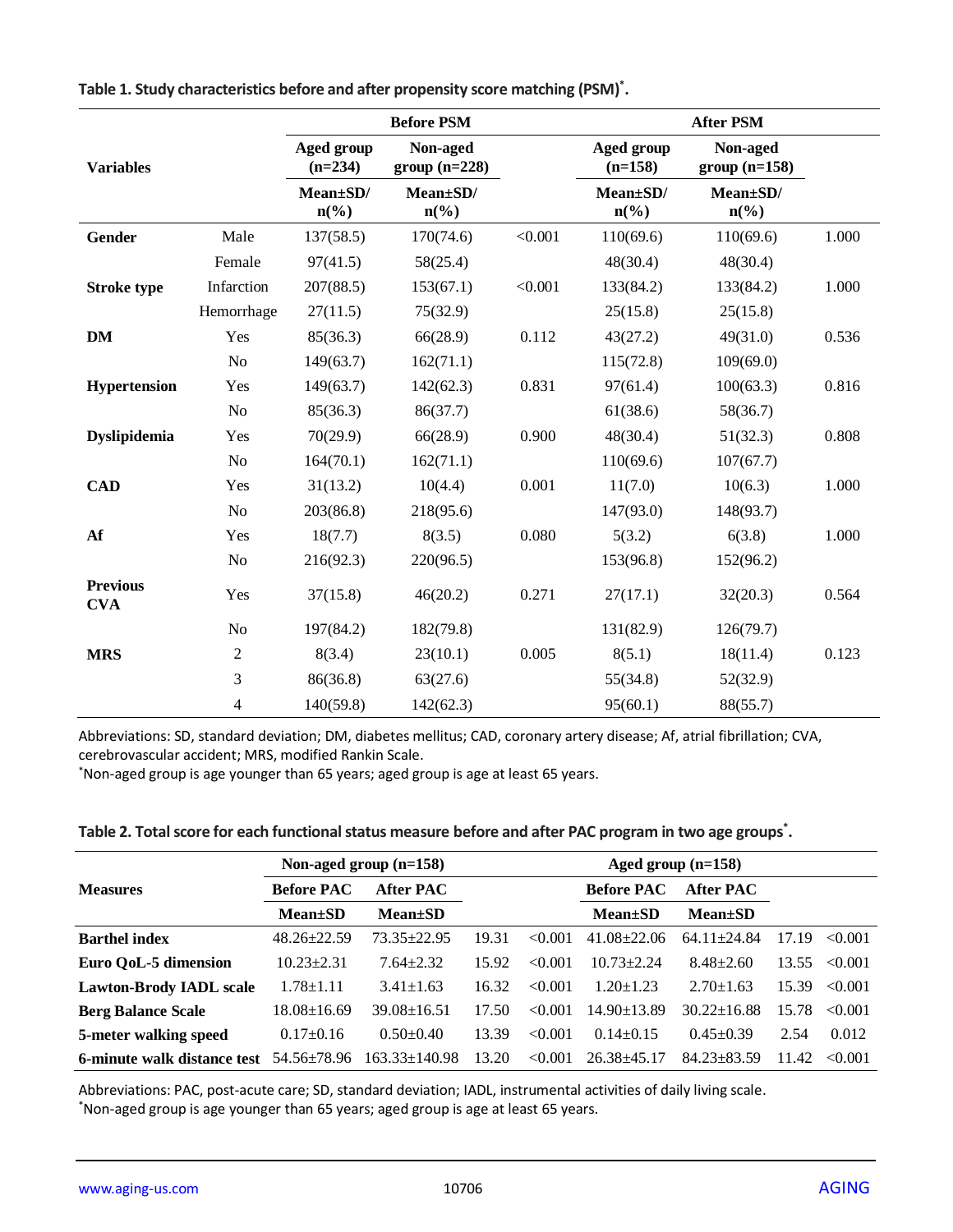**Table 1. Study characteristics before and after propensity score matching (PSM)*.**

| Variables | | Before PSM | | | After PSM | | |
|---|---|---|---|---|---|---|---|
| | | Aged group (n=234) | Non-aged group (n=228) | | Aged group (n=158) | Non-aged group (n=158) | |
| | | Mean±SD/ n(%) | Mean±SD/ n(%) | | Mean±SD/ n(%) | Mean±SD/ n(%) | |
| **Gender** | Male | 137(58.5) | 170(74.6) | <0.001 | 110(69.6) | 110(69.6) | 1.000 |
| | Female | 97(41.5) | 58(25.4) | | 48(30.4) | 48(30.4) | |
| **Stroke type** | Infarction | 207(88.5) | 153(67.1) | <0.001 | 133(84.2) | 133(84.2) | 1.000 |
| | Hemorrhage | 27(11.5) | 75(32.9) | | 25(15.8) | 25(15.8) | |
| **DM** | Yes | 85(36.3) | 66(28.9) | 0.112 | 43(27.2) | 49(31.0) | 0.536 |
| | No | 149(63.7) | 162(71.1) | | 115(72.8) | 109(69.0) | |
| **Hypertension** | Yes | 149(63.7) | 142(62.3) | 0.831 | 97(61.4) | 100(63.3) | 0.816 |
| | No | 85(36.3) | 86(37.7) | | 61(38.6) | 58(36.7) | |
| **Dyslipidemia** | Yes | 70(29.9) | 66(28.9) | 0.900 | 48(30.4) | 51(32.3) | 0.808 |
| | No | 164(70.1) | 162(71.1) | | 110(69.6) | 107(67.7) | |
| **CAD** | Yes | 31(13.2) | 10(4.4) | 0.001 | 11(7.0) | 10(6.3) | 1.000 |
| | No | 203(86.8) | 218(95.6) | | 147(93.0) | 148(93.7) | |
| **Af** | Yes | 18(7.7) | 8(3.5) | 0.080 | 5(3.2) | 6(3.8) | 1.000 |
| | No | 216(92.3) | 220(96.5) | | 153(96.8) | 152(96.2) | |
| **Previous CVA** | Yes | 37(15.8) | 46(20.2) | 0.271 | 27(17.1) | 32(20.3) | 0.564 |
| | No | 197(84.2) | 182(79.8) | | 131(82.9) | 126(79.7) | |
| **MRS** | 2 | 8(3.4) | 23(10.1) | 0.005 | 8(5.1) | 18(11.4) | 0.123 |
| | 3 | 86(36.8) | 63(27.6) | | 55(34.8) | 52(32.9) | |
| | 4 | 140(59.8) | 142(62.3) | | 95(60.1) | 88(55.7) | |

Abbreviations: SD, standard deviation; DM, diabetes mellitus; CAD, coronary artery disease; Af, atrial fibrillation; CVA, cerebrovascular accident; MRS, modified Rankin Scale.
*Non-aged group is age younger than 65 years; aged group is age at least 65 years.

**Table 2. Total score for each functional status measure before and after PAC program in two age groups*.**

| Measures | Non-aged group (n=158) | | | | Aged group (n=158) | | | |
|---|---|---|---|---|---|---|---|---|
| | Before PAC | After PAC | | | Before PAC | After PAC | | |
| | Mean±SD | Mean±SD | | | Mean±SD | Mean±SD | | |
| **Barthel index** | 48.26±22.59 | 73.35±22.95 | 19.31 | <0.001 | 41.08±22.06 | 64.11±24.84 | 17.19 | <0.001 |
| **Euro QoL-5 dimension** | 10.23±2.31 | 7.64±2.32 | 15.92 | <0.001 | 10.73±2.24 | 8.48±2.60 | 13.55 | <0.001 |
| **Lawton-Brody IADL scale** | 1.78±1.11 | 3.41±1.63 | 16.32 | <0.001 | 1.20±1.23 | 2.70±1.63 | 15.39 | <0.001 |
| **Berg Balance Scale** | 18.08±16.69 | 39.08±16.51 | 17.50 | <0.001 | 14.90±13.89 | 30.22±16.88 | 15.78 | <0.001 |
| **5-meter walking speed** | 0.17±0.16 | 0.50±0.40 | 13.39 | <0.001 | 0.14±0.15 | 0.45±0.39 | 2.54 | 0.012 |
| **6-minute walk distance test** | 54.56±78.96 | 163.33±140.98 | 13.20 | <0.001 | 26.38±45.17 | 84.23±83.59 | 11.42 | <0.001 |

Abbreviations: PAC, post-acute care; SD, standard deviation; IADL, instrumental activities of daily living scale.
*Non-aged group is age younger than 65 years; aged group is age at least 65 years.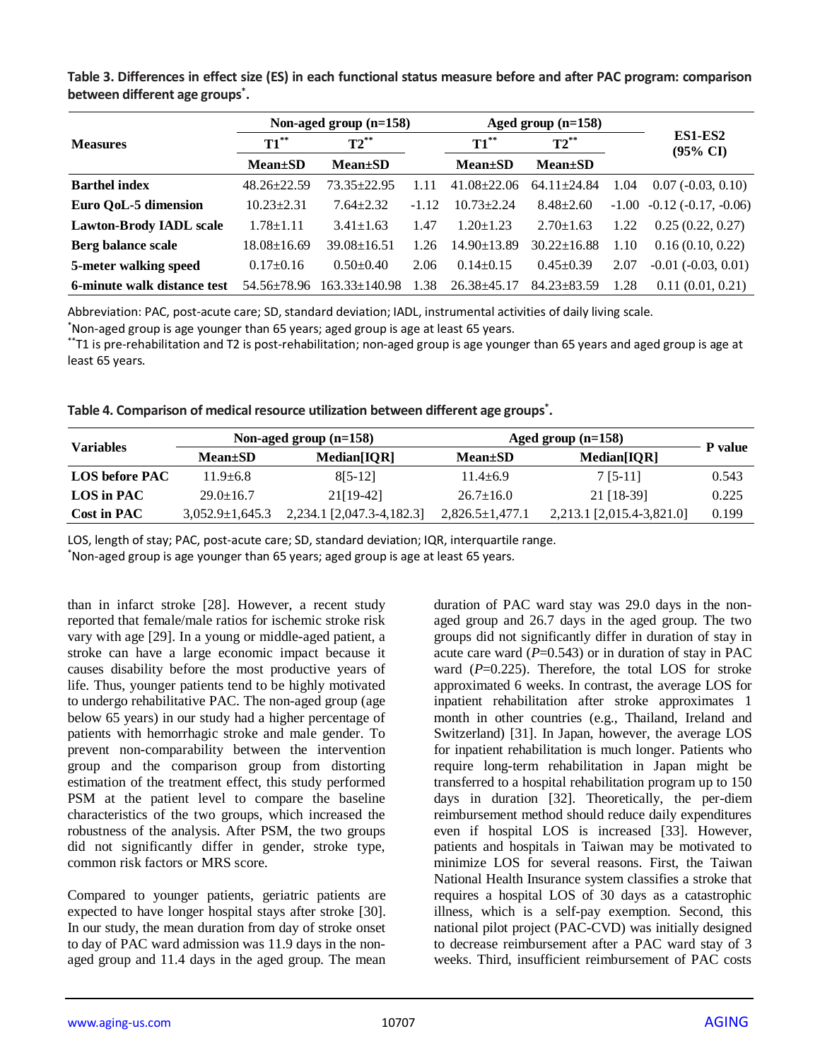**Table 3. Differences in effect size (ES) in each functional status measure before and after PAC program: comparison between different age groups*.**

| Measures | Non-aged group (n=158) | | | Aged group (n=158) | | | ES1-ES2 (95% CI) |
|---|---|---|---|---|---|---|---|
| | T1** | T2** | | T1** | T2** | | |
| | Mean±SD | Mean±SD | | Mean±SD | Mean±SD | | |
| **Barthel index** | 48.26±22.59 | 73.35±22.95 | 1.11 | 41.08±22.06 | 64.11±24.84 | 1.04 | 0.07 (-0.03, 0.10) |
| **Euro QoL-5 dimension** | 10.23±2.31 | 7.64±2.32 | -1.12 | 10.73±2.24 | 8.48±2.60 | -1.00 | -0.12 (-0.17, -0.06) |
| **Lawton-Brody IADL scale** | 1.78±1.11 | 3.41±1.63 | 1.47 | 1.20±1.23 | 2.70±1.63 | 1.22 | 0.25 (0.22, 0.27) |
| **Berg balance scale** | 18.08±16.69 | 39.08±16.51 | 1.26 | 14.90±13.89 | 30.22±16.88 | 1.10 | 0.16 (0.10, 0.22) |
| **5-meter walking speed** | 0.17±0.16 | 0.50±0.40 | 2.06 | 0.14±0.15 | 0.45±0.39 | 2.07 | -0.01 (-0.03, 0.01) |
| **6-minute walk distance test** | 54.56±78.96 | 163.33±140.98 | 1.38 | 26.38±45.17 | 84.23±83.59 | 1.28 | 0.11 (0.01, 0.21) |

Abbreviation: PAC, post-acute care; SD, standard deviation; IADL, instrumental activities of daily living scale.
*Non-aged group is age younger than 65 years; aged group is age at least 65 years.
**T1 is pre-rehabilitation and T2 is post-rehabilitation; non-aged group is age younger than 65 years and aged group is age at least 65 years.

**Table 4. Comparison of medical resource utilization between different age groups*.**

| Variables | Non-aged group (n=158) | | Aged group (n=158) | | P value |
|---|---|---|---|---|---|
| | Mean±SD | Median[IQR] | Mean±SD | Median[IQR] | |
| **LOS before PAC** | 11.9±6.8 | 8[5-12] | 11.4±6.9 | 7 [5-11] | 0.543 |
| **LOS in PAC** | 29.0±16.7 | 21[19-42] | 26.7±16.0 | 21 [18-39] | 0.225 |
| **Cost in PAC** | 3,052.9±1,645.3 | 2,234.1 [2,047.3-4,182.3] | 2,826.5±1,477.1 | 2,213.1 [2,015.4-3,821.0] | 0.199 |

LOS, length of stay; PAC, post-acute care; SD, standard deviation; IQR, interquartile range.
*Non-aged group is age younger than 65 years; aged group is age at least 65 years.

than in infarct stroke [28]. However, a recent study reported that female/male ratios for ischemic stroke risk vary with age [29]. In a young or middle-aged patient, a stroke can have a large economic impact because it causes disability before the most productive years of life. Thus, younger patients tend to be highly motivated to undergo rehabilitative PAC. The non-aged group (age below 65 years) in our study had a higher percentage of patients with hemorrhagic stroke and male gender. To prevent non-comparability between the intervention group and the comparison group from distorting estimation of the treatment effect, this study performed PSM at the patient level to compare the baseline characteristics of the two groups, which increased the robustness of the analysis. After PSM, the two groups did not significantly differ in gender, stroke type, common risk factors or MRS score.

Compared to younger patients, geriatric patients are expected to have longer hospital stays after stroke [30]. In our study, the mean duration from day of stroke onset to day of PAC ward admission was 11.9 days in the non-aged group and 11.4 days in the aged group. The mean duration of PAC ward stay was 29.0 days in the non-aged group and 26.7 days in the aged group. The two groups did not significantly differ in duration of stay in acute care ward ($P$=0.543) or in duration of stay in PAC ward ($P$=0.225). Therefore, the total LOS for stroke approximated 6 weeks. In contrast, the average LOS for inpatient rehabilitation after stroke approximates 1 month in other countries (e.g., Thailand, Ireland and Switzerland) [31]. In Japan, however, the average LOS for inpatient rehabilitation is much longer. Patients who require long-term rehabilitation in Japan might be transferred to a hospital rehabilitation program up to 150 days in duration [32]. Theoretically, the per-diem reimbursement method should reduce daily expenditures even if hospital LOS is increased [33]. However, patients and hospitals in Taiwan may be motivated to minimize LOS for several reasons. First, the Taiwan National Health Insurance system classifies a stroke that requires a hospital LOS of 30 days as a catastrophic illness, which is a self-pay exemption. Second, this national pilot project (PAC-CVD) was initially designed to decrease reimbursement after a PAC ward stay of 3 weeks. Third, insufficient reimbursement of PAC costs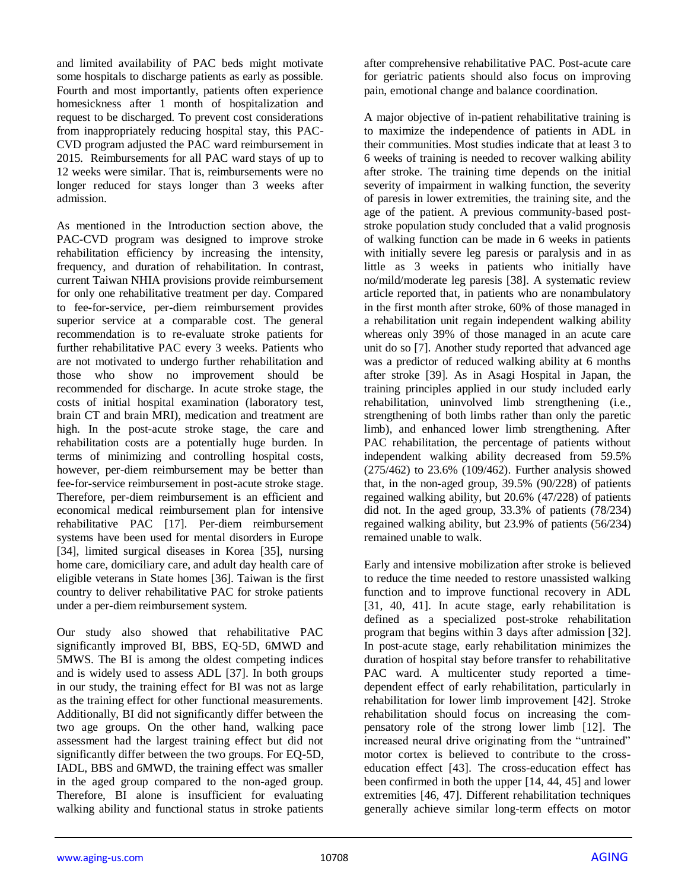and limited availability of PAC beds might motivate some hospitals to discharge patients as early as possible. Fourth and most importantly, patients often experience homesickness after 1 month of hospitalization and request to be discharged. To prevent cost considerations from inappropriately reducing hospital stay, this PAC-CVD program adjusted the PAC ward reimbursement in 2015. Reimbursements for all PAC ward stays of up to 12 weeks were similar. That is, reimbursements were no longer reduced for stays longer than 3 weeks after admission.

As mentioned in the Introduction section above, the PAC-CVD program was designed to improve stroke rehabilitation efficiency by increasing the intensity, frequency, and duration of rehabilitation. In contrast, current Taiwan NHIA provisions provide reimbursement for only one rehabilitative treatment per day. Compared to fee-for-service, per-diem reimbursement provides superior service at a comparable cost. The general recommendation is to re-evaluate stroke patients for further rehabilitative PAC every 3 weeks. Patients who are not motivated to undergo further rehabilitation and those who show no improvement should be recommended for discharge. In acute stroke stage, the costs of initial hospital examination (laboratory test, brain CT and brain MRI), medication and treatment are high. In the post-acute stroke stage, the care and rehabilitation costs are a potentially huge burden. In terms of minimizing and controlling hospital costs, however, per-diem reimbursement may be better than fee-for-service reimbursement in post-acute stroke stage. Therefore, per-diem reimbursement is an efficient and economical medical reimbursement plan for intensive rehabilitative PAC [17]. Per-diem reimbursement systems have been used for mental disorders in Europe [34], limited surgical diseases in Korea [35], nursing home care, domiciliary care, and adult day health care of eligible veterans in State homes [36]. Taiwan is the first country to deliver rehabilitative PAC for stroke patients under a per-diem reimbursement system.

Our study also showed that rehabilitative PAC significantly improved BI, BBS, EQ-5D, 6MWD and 5MWS. The BI is among the oldest competing indices and is widely used to assess ADL [37]. In both groups in our study, the training effect for BI was not as large as the training effect for other functional measurements. Additionally, BI did not significantly differ between the two age groups. On the other hand, walking pace assessment had the largest training effect but did not significantly differ between the two groups. For EQ-5D, IADL, BBS and 6MWD, the training effect was smaller in the aged group compared to the non-aged group. Therefore, BI alone is insufficient for evaluating walking ability and functional status in stroke patients after comprehensive rehabilitative PAC. Post-acute care for geriatric patients should also focus on improving pain, emotional change and balance coordination.

A major objective of in-patient rehabilitative training is to maximize the independence of patients in ADL in their communities. Most studies indicate that at least 3 to 6 weeks of training is needed to recover walking ability after stroke. The training time depends on the initial severity of impairment in walking function, the severity of paresis in lower extremities, the training site, and the age of the patient. A previous community-based post-stroke population study concluded that a valid prognosis of walking function can be made in 6 weeks in patients with initially severe leg paresis or paralysis and in as little as 3 weeks in patients who initially have no/mild/moderate leg paresis [38]. A systematic review article reported that, in patients who are nonambulatory in the first month after stroke, 60% of those managed in a rehabilitation unit regain independent walking ability whereas only 39% of those managed in an acute care unit do so [7]. Another study reported that advanced age was a predictor of reduced walking ability at 6 months after stroke [39]. As in Asagi Hospital in Japan, the training principles applied in our study included early rehabilitation, uninvolved limb strengthening (i.e., strengthening of both limbs rather than only the paretic limb), and enhanced lower limb strengthening. After PAC rehabilitation, the percentage of patients without independent walking ability decreased from 59.5% (275/462) to 23.6% (109/462). Further analysis showed that, in the non-aged group, 39.5% (90/228) of patients regained walking ability, but 20.6% (47/228) of patients did not. In the aged group, 33.3% of patients (78/234) regained walking ability, but 23.9% of patients (56/234) remained unable to walk.

Early and intensive mobilization after stroke is believed to reduce the time needed to restore unassisted walking function and to improve functional recovery in ADL [31, 40, 41]. In acute stage, early rehabilitation is defined as a specialized post-stroke rehabilitation program that begins within 3 days after admission [32]. In post-acute stage, early rehabilitation minimizes the duration of hospital stay before transfer to rehabilitative PAC ward. A multicenter study reported a time-dependent effect of early rehabilitation, particularly in rehabilitation for lower limb improvement [42]. Stroke rehabilitation should focus on increasing the compensatory role of the strong lower limb [12]. The increased neural drive originating from the "untrained" motor cortex is believed to contribute to the cross-education effect [43]. The cross-education effect has been confirmed in both the upper [14, 44, 45] and lower extremities [46, 47]. Different rehabilitation techniques generally achieve similar long-term effects on motor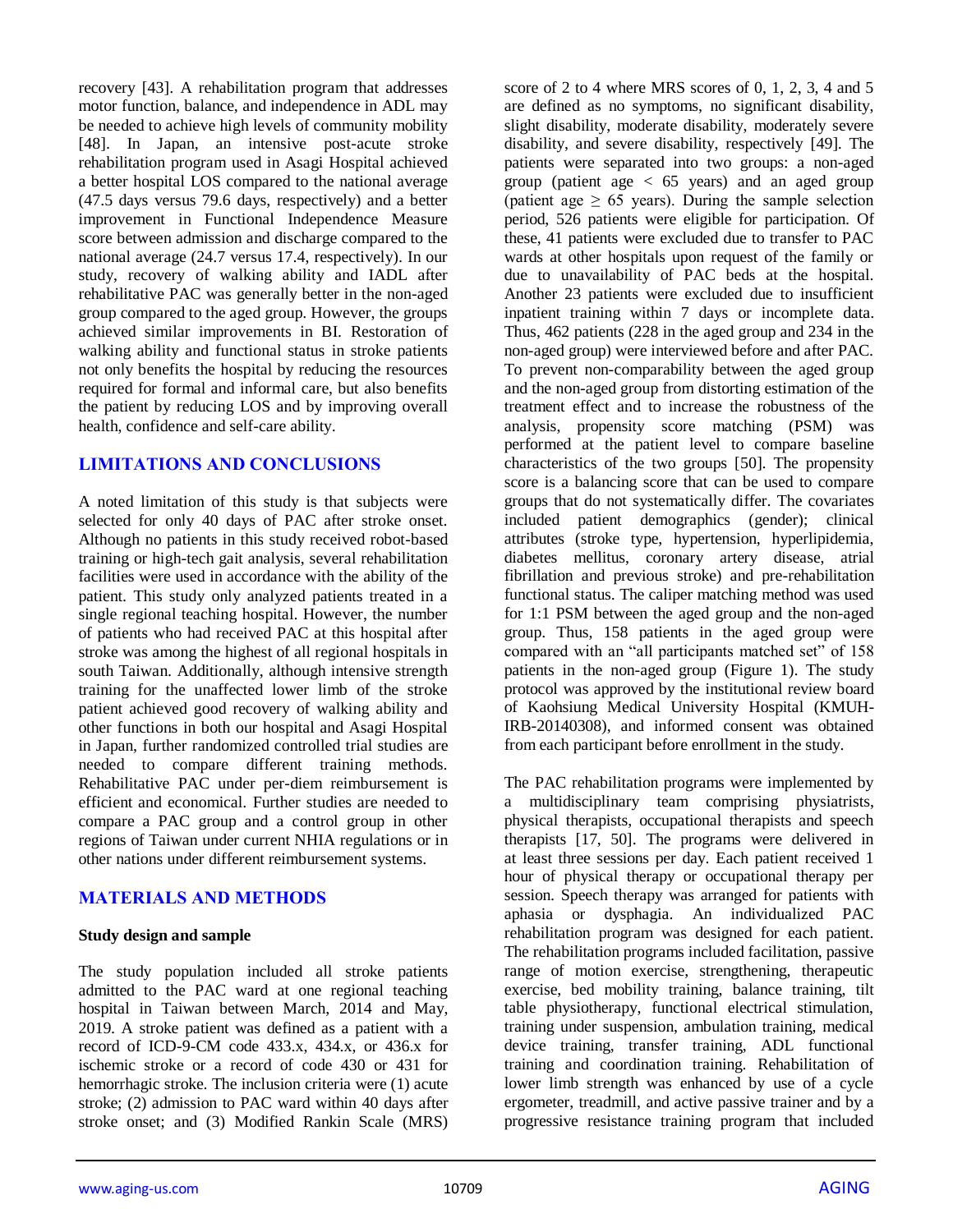recovery [43]. A rehabilitation program that addresses motor function, balance, and independence in ADL may be needed to achieve high levels of community mobility [48]. In Japan, an intensive post-acute stroke rehabilitation program used in Asagi Hospital achieved a better hospital LOS compared to the national average (47.5 days versus 79.6 days, respectively) and a better improvement in Functional Independence Measure score between admission and discharge compared to the national average (24.7 versus 17.4, respectively). In our study, recovery of walking ability and IADL after rehabilitative PAC was generally better in the non-aged group compared to the aged group. However, the groups achieved similar improvements in BI. Restoration of walking ability and functional status in stroke patients not only benefits the hospital by reducing the resources required for formal and informal care, but also benefits the patient by reducing LOS and by improving overall health, confidence and self-care ability.

## LIMITATIONS AND CONCLUSIONS

A noted limitation of this study is that subjects were selected for only 40 days of PAC after stroke onset. Although no patients in this study received robot-based training or high-tech gait analysis, several rehabilitation facilities were used in accordance with the ability of the patient. This study only analyzed patients treated in a single regional teaching hospital. However, the number of patients who had received PAC at this hospital after stroke was among the highest of all regional hospitals in south Taiwan. Additionally, although intensive strength training for the unaffected lower limb of the stroke patient achieved good recovery of walking ability and other functions in both our hospital and Asagi Hospital in Japan, further randomized controlled trial studies are needed to compare different training methods. Rehabilitative PAC under per-diem reimbursement is efficient and economical. Further studies are needed to compare a PAC group and a control group in other regions of Taiwan under current NHIA regulations or in other nations under different reimbursement systems.

## MATERIALS AND METHODS

### Study design and sample

The study population included all stroke patients admitted to the PAC ward at one regional teaching hospital in Taiwan between March, 2014 and May, 2019. A stroke patient was defined as a patient with a record of ICD-9-CM code 433.x, 434.x, or 436.x for ischemic stroke or a record of code 430 or 431 for hemorrhagic stroke. The inclusion criteria were (1) acute stroke; (2) admission to PAC ward within 40 days after stroke onset; and (3) Modified Rankin Scale (MRS) score of 2 to 4 where MRS scores of 0, 1, 2, 3, 4 and 5 are defined as no symptoms, no significant disability, slight disability, moderate disability, moderately severe disability, and severe disability, respectively [49]. The patients were separated into two groups: a non-aged group (patient age < 65 years) and an aged group (patient age ≥ 65 years). During the sample selection period, 526 patients were eligible for participation. Of these, 41 patients were excluded due to transfer to PAC wards at other hospitals upon request of the family or due to unavailability of PAC beds at the hospital. Another 23 patients were excluded due to insufficient inpatient training within 7 days or incomplete data. Thus, 462 patients (228 in the aged group and 234 in the non-aged group) were interviewed before and after PAC. To prevent non-comparability between the aged group and the non-aged group from distorting estimation of the treatment effect and to increase the robustness of the analysis, propensity score matching (PSM) was performed at the patient level to compare baseline characteristics of the two groups [50]. The propensity score is a balancing score that can be used to compare groups that do not systematically differ. The covariates included patient demographics (gender); clinical attributes (stroke type, hypertension, hyperlipidemia, diabetes mellitus, coronary artery disease, atrial fibrillation and previous stroke) and pre-rehabilitation functional status. The caliper matching method was used for 1:1 PSM between the aged group and the non-aged group. Thus, 158 patients in the aged group were compared with an "all participants matched set" of 158 patients in the non-aged group (Figure 1). The study protocol was approved by the institutional review board of Kaohsiung Medical University Hospital (KMUH-IRB-20140308), and informed consent was obtained from each participant before enrollment in the study.

The PAC rehabilitation programs were implemented by a multidisciplinary team comprising physiatrists, physical therapists, occupational therapists and speech therapists [17, 50]. The programs were delivered in at least three sessions per day. Each patient received 1 hour of physical therapy or occupational therapy per session. Speech therapy was arranged for patients with aphasia or dysphagia. An individualized PAC rehabilitation program was designed for each patient. The rehabilitation programs included facilitation, passive range of motion exercise, strengthening, therapeutic exercise, bed mobility training, balance training, tilt table physiotherapy, functional electrical stimulation, training under suspension, ambulation training, medical device training, transfer training, ADL functional training and coordination training. Rehabilitation of lower limb strength was enhanced by use of a cycle ergometer, treadmill, and active passive trainer and by a progressive resistance training program that included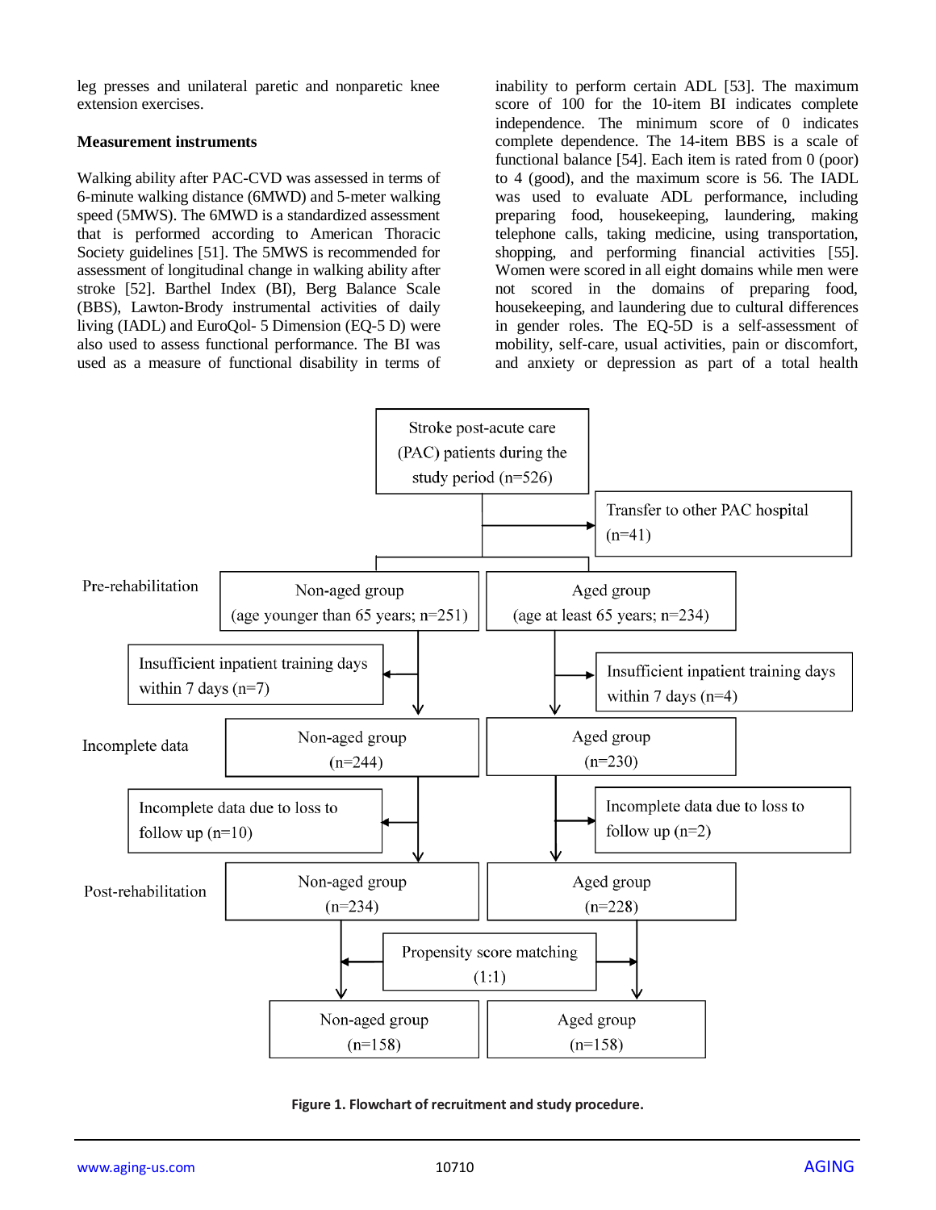leg presses and unilateral paretic and nonparetic knee extension exercises.

### Measurement instruments

Walking ability after PAC-CVD was assessed in terms of 6-minute walking distance (6MWD) and 5-meter walking speed (5MWS). The 6MWD is a standardized assessment that is performed according to American Thoracic Society guidelines [51]. The 5MWS is recommended for assessment of longitudinal change in walking ability after stroke [52]. Barthel Index (BI), Berg Balance Scale (BBS), Lawton-Brody instrumental activities of daily living (IADL) and EuroQol- 5 Dimension (EQ-5 D) were also used to assess functional performance. The BI was used as a measure of functional disability in terms of inability to perform certain ADL [53]. The maximum score of 100 for the 10-item BI indicates complete independence. The minimum score of 0 indicates complete dependence. The 14-item BBS is a scale of functional balance [54]. Each item is rated from 0 (poor) to 4 (good), and the maximum score is 56. The IADL was used to evaluate ADL performance, including preparing food, housekeeping, laundering, making telephone calls, taking medicine, using transportation, shopping, and performing financial activities [55]. Women were scored in all eight domains while men were not scored in the domains of preparing food, housekeeping, and laundering due to cultural differences in gender roles. The EQ-5D is a self-assessment of mobility, self-care, usual activities, pain or discomfort, and anxiety or depression as part of a total health

Stroke post-acute care (PAC) patients during the study period (n=526)
→ Transfer to other PAC hospital (n=41)

Pre-rehabilitation:
- Non-aged group (age younger than 65 years; n=251) → Insufficient inpatient training days within 7 days (n=7)
- Aged group (age at least 65 years; n=234) → Insufficient inpatient training days within 7 days (n=4)

Incomplete data:
- Non-aged group (n=244) → Incomplete data due to loss to follow up (n=10)
- Aged group (n=230) → Incomplete data due to loss to follow up (n=2)

Post-rehabilitation:
- Non-aged group (n=234)
- Aged group (n=228)

Propensity score matching (1:1)
- Non-aged group (n=158)
- Aged group (n=158)

**Figure 1. Flowchart of recruitment and study procedure.**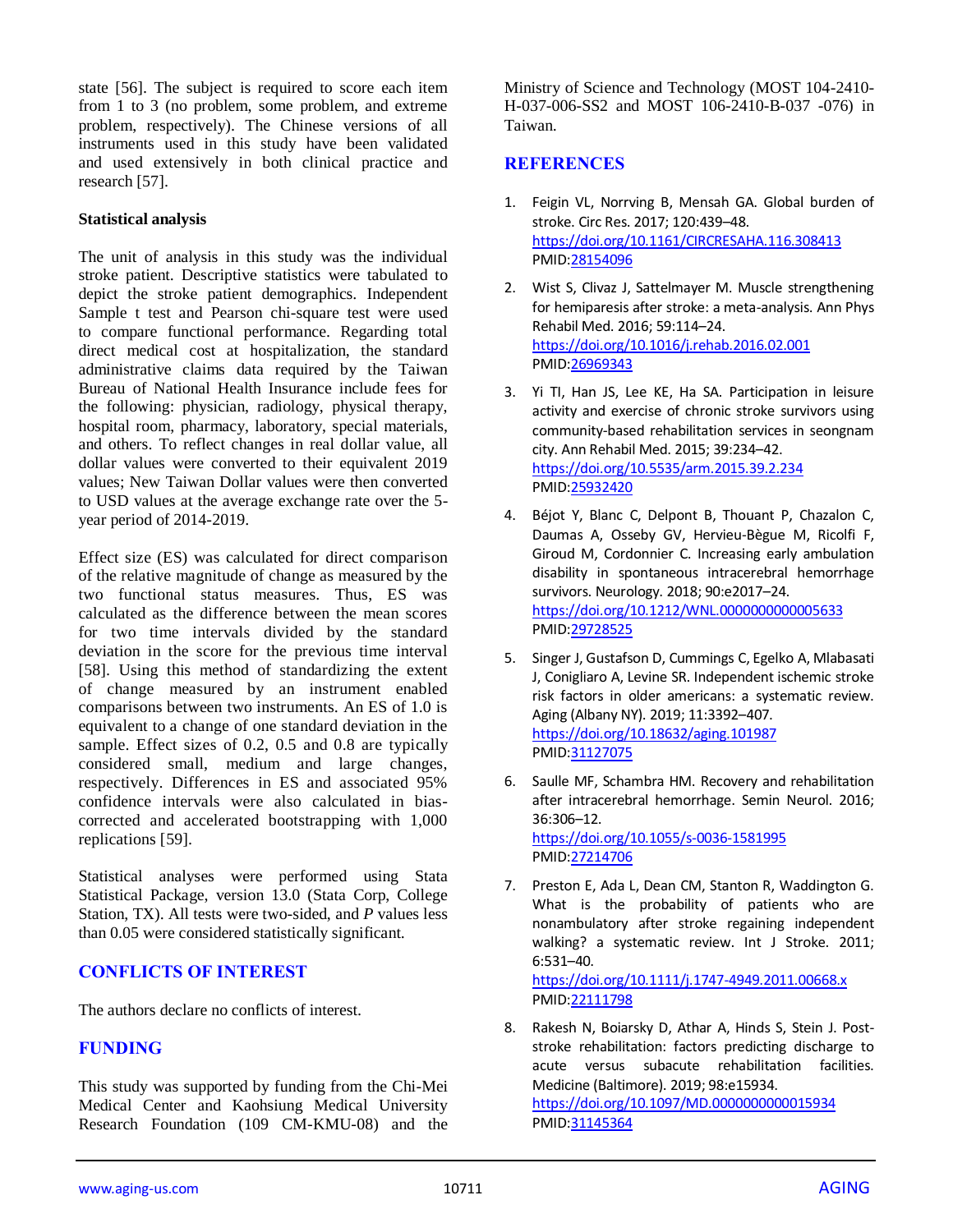state [56]. The subject is required to score each item from 1 to 3 (no problem, some problem, and extreme problem, respectively). The Chinese versions of all instruments used in this study have been validated and used extensively in both clinical practice and research [57].

### Statistical analysis

The unit of analysis in this study was the individual stroke patient. Descriptive statistics were tabulated to depict the stroke patient demographics. Independent Sample t test and Pearson chi-square test were used to compare functional performance. Regarding total direct medical cost at hospitalization, the standard administrative claims data required by the Taiwan Bureau of National Health Insurance include fees for the following: physician, radiology, physical therapy, hospital room, pharmacy, laboratory, special materials, and others. To reflect changes in real dollar value, all dollar values were converted to their equivalent 2019 values; New Taiwan Dollar values were then converted to USD values at the average exchange rate over the 5-year period of 2014-2019.

Effect size (ES) was calculated for direct comparison of the relative magnitude of change as measured by the two functional status measures. Thus, ES was calculated as the difference between the mean scores for two time intervals divided by the standard deviation in the score for the previous time interval [58]. Using this method of standardizing the extent of change measured by an instrument enabled comparisons between two instruments. An ES of 1.0 is equivalent to a change of one standard deviation in the sample. Effect sizes of 0.2, 0.5 and 0.8 are typically considered small, medium and large changes, respectively. Differences in ES and associated 95% confidence intervals were also calculated in bias-corrected and accelerated bootstrapping with 1,000 replications [59].

Statistical analyses were performed using Stata Statistical Package, version 13.0 (Stata Corp, College Station, TX). All tests were two-sided, and *P* values less than 0.05 were considered statistically significant.

## CONFLICTS OF INTEREST

The authors declare no conflicts of interest.

## FUNDING

This study was supported by funding from the Chi-Mei Medical Center and Kaohsiung Medical University Research Foundation (109 CM-KMU-08) and the Ministry of Science and Technology (MOST 104-2410-H-037-006-SS2 and MOST 106-2410-B-037 -076) in Taiwan.

## REFERENCES

1. Feigin VL, Norrving B, Mensah GA. Global burden of stroke. Circ Res. 2017; 120:439–48. https://doi.org/10.1161/CIRCRESAHA.116.308413 PMID:28154096

2. Wist S, Clivaz J, Sattelmayer M. Muscle strengthening for hemiparesis after stroke: a meta-analysis. Ann Phys Rehabil Med. 2016; 59:114–24. https://doi.org/10.1016/j.rehab.2016.02.001 PMID:26969343

3. Yi TI, Han JS, Lee KE, Ha SA. Participation in leisure activity and exercise of chronic stroke survivors using community-based rehabilitation services in seongnam city. Ann Rehabil Med. 2015; 39:234–42. https://doi.org/10.5535/arm.2015.39.2.234 PMID:25932420

4. Béjot Y, Blanc C, Delpont B, Thouant P, Chazalon C, Daumas A, Osseby GV, Hervieu-Bègue M, Ricolfi F, Giroud M, Cordonnier C. Increasing early ambulation disability in spontaneous intracerebral hemorrhage survivors. Neurology. 2018; 90:e2017–24. https://doi.org/10.1212/WNL.0000000000005633 PMID:29728525

5. Singer J, Gustafson D, Cummings C, Egelko A, Mlabasati J, Conigliaro A, Levine SR. Independent ischemic stroke risk factors in older americans: a systematic review. Aging (Albany NY). 2019; 11:3392–407. https://doi.org/10.18632/aging.101987 PMID:31127075

6. Saulle MF, Schambra HM. Recovery and rehabilitation after intracerebral hemorrhage. Semin Neurol. 2016; 36:306–12. https://doi.org/10.1055/s-0036-1581995 PMID:27214706

7. Preston E, Ada L, Dean CM, Stanton R, Waddington G. What is the probability of patients who are nonambulatory after stroke regaining independent walking? a systematic review. Int J Stroke. 2011; 6:531–40. https://doi.org/10.1111/j.1747-4949.2011.00668.x PMID:22111798

8. Rakesh N, Boiarsky D, Athar A, Hinds S, Stein J. Post-stroke rehabilitation: factors predicting discharge to acute versus subacute rehabilitation facilities. Medicine (Baltimore). 2019; 98:e15934. https://doi.org/10.1097/MD.0000000000015934 PMID:31145364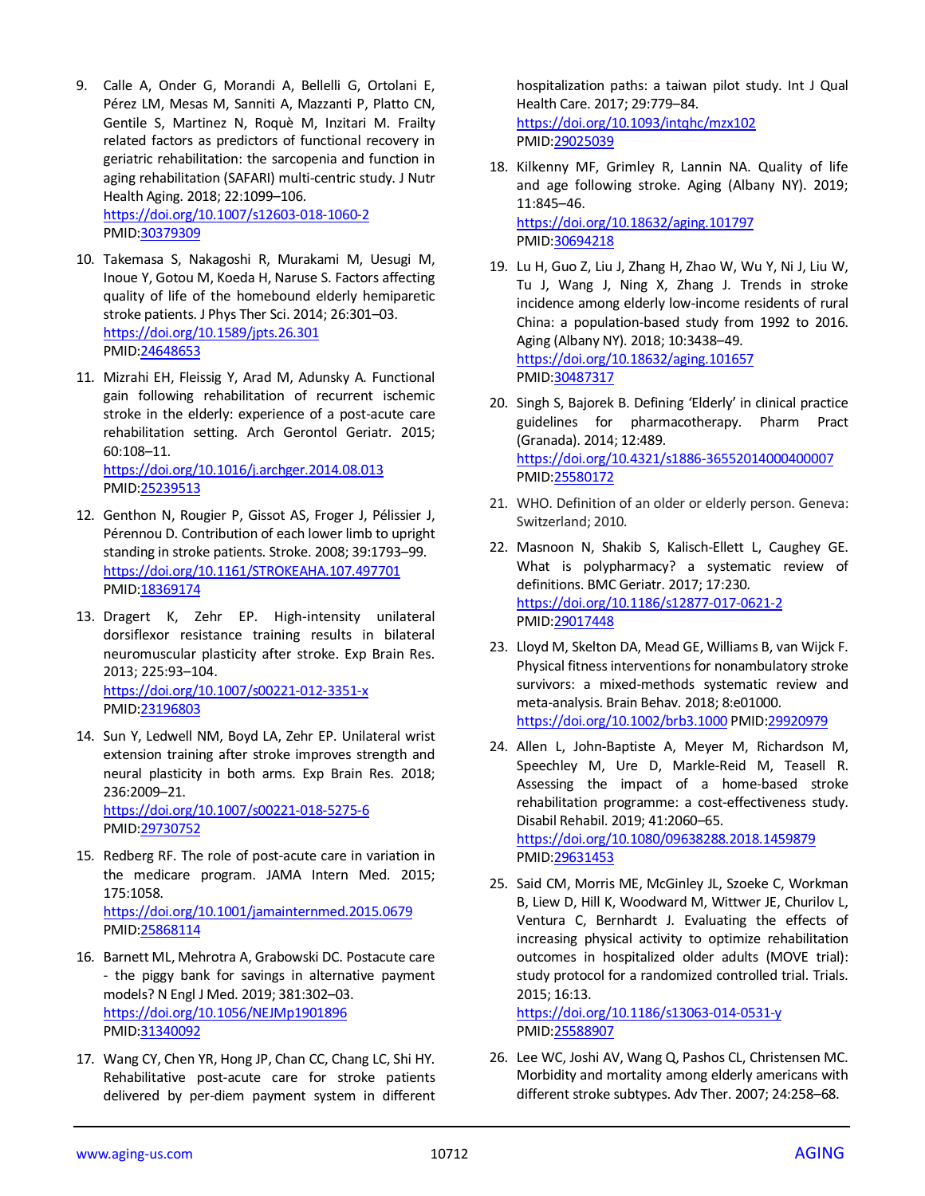9. Calle A, Onder G, Morandi A, Bellelli G, Ortolani E, Pérez LM, Mesas M, Sanniti A, Mazzanti P, Platto CN, Gentile S, Martinez N, Roquè M, Inzitari M. Frailty related factors as predictors of functional recovery in geriatric rehabilitation: the sarcopenia and function in aging rehabilitation (SAFARI) multi-centric study. J Nutr Health Aging. 2018; 22:1099–106. https://doi.org/10.1007/s12603-018-1060-2 PMID:30379309

10. Takemasa S, Nakagoshi R, Murakami M, Uesugi M, Inoue Y, Gotou M, Koeda H, Naruse S. Factors affecting quality of life of the homebound elderly hemiparetic stroke patients. J Phys Ther Sci. 2014; 26:301–03. https://doi.org/10.1589/jpts.26.301 PMID:24648653

11. Mizrahi EH, Fleissig Y, Arad M, Adunsky A. Functional gain following rehabilitation of recurrent ischemic stroke in the elderly: experience of a post-acute care rehabilitation setting. Arch Gerontol Geriatr. 2015; 60:108–11. https://doi.org/10.1016/j.archger.2014.08.013 PMID:25239513

12. Genthon N, Rougier P, Gissot AS, Froger J, Pélissier J, Pérennou D. Contribution of each lower limb to upright standing in stroke patients. Stroke. 2008; 39:1793–99. https://doi.org/10.1161/STROKEAHA.107.497701 PMID:18369174

13. Dragert K, Zehr EP. High-intensity unilateral dorsiflexor resistance training results in bilateral neuromuscular plasticity after stroke. Exp Brain Res. 2013; 225:93–104. https://doi.org/10.1007/s00221-012-3351-x PMID:23196803

14. Sun Y, Ledwell NM, Boyd LA, Zehr EP. Unilateral wrist extension training after stroke improves strength and neural plasticity in both arms. Exp Brain Res. 2018; 236:2009–21. https://doi.org/10.1007/s00221-018-5275-6 PMID:29730752

15. Redberg RF. The role of post-acute care in variation in the medicare program. JAMA Intern Med. 2015; 175:1058. https://doi.org/10.1001/jamainternmed.2015.0679 PMID:25868114

16. Barnett ML, Mehrotra A, Grabowski DC. Postacute care - the piggy bank for savings in alternative payment models? N Engl J Med. 2019; 381:302–03. https://doi.org/10.1056/NEJMp1901896 PMID:31340092

17. Wang CY, Chen YR, Hong JP, Chan CC, Chang LC, Shi HY. Rehabilitative post-acute care for stroke patients delivered by per-diem payment system in different hospitalization paths: a taiwan pilot study. Int J Qual Health Care. 2017; 29:779–84. https://doi.org/10.1093/intqhc/mzx102 PMID:29025039

18. Kilkenny MF, Grimley R, Lannin NA. Quality of life and age following stroke. Aging (Albany NY). 2019; 11:845–46. https://doi.org/10.18632/aging.101797 PMID:30694218

19. Lu H, Guo Z, Liu J, Zhang H, Zhao W, Wu Y, Ni J, Liu W, Tu J, Wang J, Ning X, Zhang J. Trends in stroke incidence among elderly low-income residents of rural China: a population-based study from 1992 to 2016. Aging (Albany NY). 2018; 10:3438–49. https://doi.org/10.18632/aging.101657 PMID:30487317

20. Singh S, Bajorek B. Defining 'Elderly' in clinical practice guidelines for pharmacotherapy. Pharm Pract (Granada). 2014; 12:489. https://doi.org/10.4321/s1886-36552014000400007 PMID:25580172

21. WHO. Definition of an older or elderly person. Geneva: Switzerland; 2010.

22. Masnoon N, Shakib S, Kalisch-Ellett L, Caughey GE. What is polypharmacy? a systematic review of definitions. BMC Geriatr. 2017; 17:230. https://doi.org/10.1186/s12877-017-0621-2 PMID:29017448

23. Lloyd M, Skelton DA, Mead GE, Williams B, van Wijck F. Physical fitness interventions for nonambulatory stroke survivors: a mixed-methods systematic review and meta-analysis. Brain Behav. 2018; 8:e01000. https://doi.org/10.1002/brb3.1000 PMID:29920979

24. Allen L, John-Baptiste A, Meyer M, Richardson M, Speechley M, Ure D, Markle-Reid M, Teasell R. Assessing the impact of a home-based stroke rehabilitation programme: a cost-effectiveness study. Disabil Rehabil. 2019; 41:2060–65. https://doi.org/10.1080/09638288.2018.1459879 PMID:29631453

25. Said CM, Morris ME, McGinley JL, Szoeke C, Workman B, Liew D, Hill K, Woodward M, Wittwer JE, Churilov L, Ventura C, Bernhardt J. Evaluating the effects of increasing physical activity to optimize rehabilitation outcomes in hospitalized older adults (MOVE trial): study protocol for a randomized controlled trial. Trials. 2015; 16:13. https://doi.org/10.1186/s13063-014-0531-y PMID:25588907

26. Lee WC, Joshi AV, Wang Q, Pashos CL, Christensen MC. Morbidity and mortality among elderly americans with different stroke subtypes. Adv Ther. 2007; 24:258–68.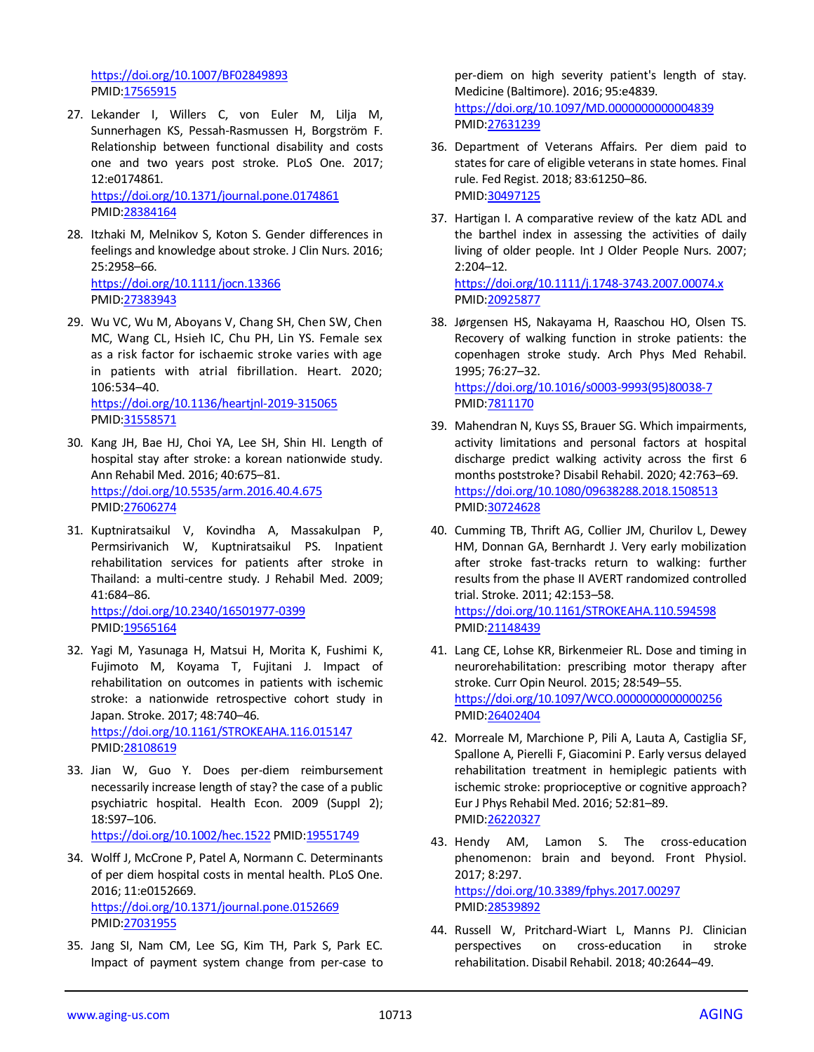https://doi.org/10.1007/BF02849893
PMID:17565915

27. Lekander I, Willers C, von Euler M, Lilja M, Sunnerhagen KS, Pessah-Rasmussen H, Borgström F. Relationship between functional disability and costs one and two years post stroke. PLoS One. 2017; 12:e0174861.
https://doi.org/10.1371/journal.pone.0174861
PMID:28384164

28. Itzhaki M, Melnikov S, Koton S. Gender differences in feelings and knowledge about stroke. J Clin Nurs. 2016; 25:2958–66.
https://doi.org/10.1111/jocn.13366
PMID:27383943

29. Wu VC, Wu M, Aboyans V, Chang SH, Chen SW, Chen MC, Wang CL, Hsieh IC, Chu PH, Lin YS. Female sex as a risk factor for ischaemic stroke varies with age in patients with atrial fibrillation. Heart. 2020; 106:534–40.
https://doi.org/10.1136/heartjnl-2019-315065
PMID:31558571

30. Kang JH, Bae HJ, Choi YA, Lee SH, Shin HI. Length of hospital stay after stroke: a korean nationwide study. Ann Rehabil Med. 2016; 40:675–81.
https://doi.org/10.5535/arm.2016.40.4.675
PMID:27606274

31. Kuptniratsaikul V, Kovindha A, Massakulpan P, Permsirivanich W, Kuptniratsaikul PS. Inpatient rehabilitation services for patients after stroke in Thailand: a multi-centre study. J Rehabil Med. 2009; 41:684–86.
https://doi.org/10.2340/16501977-0399
PMID:19565164

32. Yagi M, Yasunaga H, Matsui H, Morita K, Fushimi K, Fujimoto M, Koyama T, Fujitani J. Impact of rehabilitation on outcomes in patients with ischemic stroke: a nationwide retrospective cohort study in Japan. Stroke. 2017; 48:740–46.
https://doi.org/10.1161/STROKEAHA.116.015147
PMID:28108619

33. Jian W, Guo Y. Does per-diem reimbursement necessarily increase length of stay? the case of a public psychiatric hospital. Health Econ. 2009 (Suppl 2); 18:S97–106.
https://doi.org/10.1002/hec.1522 PMID:19551749

34. Wolff J, McCrone P, Patel A, Normann C. Determinants of per diem hospital costs in mental health. PLoS One. 2016; 11:e0152669.
https://doi.org/10.1371/journal.pone.0152669
PMID:27031955

35. Jang SI, Nam CM, Lee SG, Kim TH, Park S, Park EC. Impact of payment system change from per-case to per-diem on high severity patient's length of stay. Medicine (Baltimore). 2016; 95:e4839.
https://doi.org/10.1097/MD.0000000000004839
PMID:27631239

36. Department of Veterans Affairs. Per diem paid to states for care of eligible veterans in state homes. Final rule. Fed Regist. 2018; 83:61250–86.
PMID:30497125

37. Hartigan I. A comparative review of the katz ADL and the barthel index in assessing the activities of daily living of older people. Int J Older People Nurs. 2007; 2:204–12.
https://doi.org/10.1111/j.1748-3743.2007.00074.x
PMID:20925877

38. Jørgensen HS, Nakayama H, Raaschou HO, Olsen TS. Recovery of walking function in stroke patients: the copenhagen stroke study. Arch Phys Med Rehabil. 1995; 76:27–32.
https://doi.org/10.1016/s0003-9993(95)80038-7
PMID:7811170

39. Mahendran N, Kuys SS, Brauer SG. Which impairments, activity limitations and personal factors at hospital discharge predict walking activity across the first 6 months poststroke? Disabil Rehabil. 2020; 42:763–69.
https://doi.org/10.1080/09638288.2018.1508513
PMID:30724628

40. Cumming TB, Thrift AG, Collier JM, Churilov L, Dewey HM, Donnan GA, Bernhardt J. Very early mobilization after stroke fast-tracks return to walking: further results from the phase II AVERT randomized controlled trial. Stroke. 2011; 42:153–58.
https://doi.org/10.1161/STROKEAHA.110.594598
PMID:21148439

41. Lang CE, Lohse KR, Birkenmeier RL. Dose and timing in neurorehabilitation: prescribing motor therapy after stroke. Curr Opin Neurol. 2015; 28:549–55.
https://doi.org/10.1097/WCO.0000000000000256
PMID:26402404

42. Morreale M, Marchione P, Pili A, Lauta A, Castiglia SF, Spallone A, Pierelli F, Giacomini P. Early versus delayed rehabilitation treatment in hemiplegic patients with ischemic stroke: proprioceptive or cognitive approach? Eur J Phys Rehabil Med. 2016; 52:81–89.
PMID:26220327

43. Hendy AM, Lamon S. The cross-education phenomenon: brain and beyond. Front Physiol. 2017; 8:297.
https://doi.org/10.3389/fphys.2017.00297
PMID:28539892

44. Russell W, Pritchard-Wiart L, Manns PJ. Clinician perspectives on cross-education in stroke rehabilitation. Disabil Rehabil. 2018; 40:2644–49.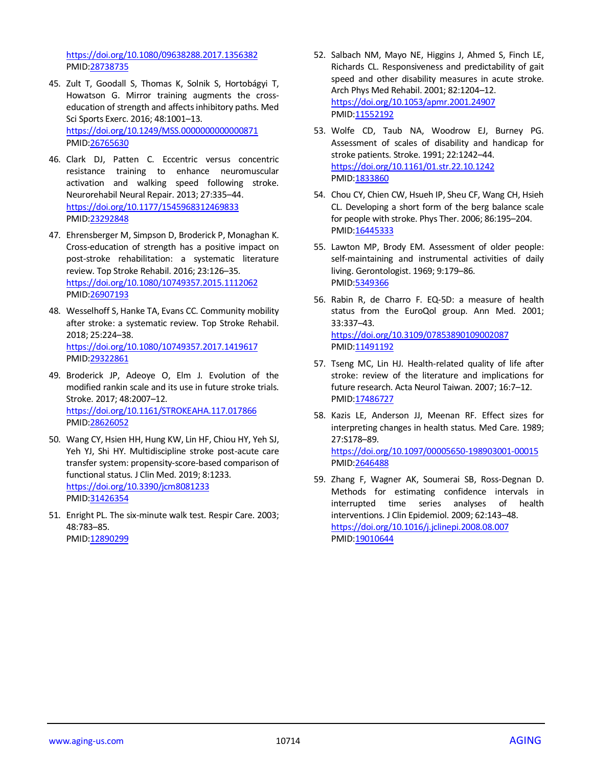https://doi.org/10.1080/09638288.2017.1356382
PMID:28738735

45. Zult T, Goodall S, Thomas K, Solnik S, Hortobágyi T, Howatson G. Mirror training augments the cross-education of strength and affects inhibitory paths. Med Sci Sports Exerc. 2016; 48:1001–13.
https://doi.org/10.1249/MSS.0000000000000871
PMID:26765630

46. Clark DJ, Patten C. Eccentric versus concentric resistance training to enhance neuromuscular activation and walking speed following stroke. Neurorehabil Neural Repair. 2013; 27:335–44.
https://doi.org/10.1177/1545968312469833
PMID:23292848

47. Ehrensberger M, Simpson D, Broderick P, Monaghan K. Cross-education of strength has a positive impact on post-stroke rehabilitation: a systematic literature review. Top Stroke Rehabil. 2016; 23:126–35.
https://doi.org/10.1080/10749357.2015.1112062
PMID:26907193

48. Wesselhoff S, Hanke TA, Evans CC. Community mobility after stroke: a systematic review. Top Stroke Rehabil. 2018; 25:224–38.
https://doi.org/10.1080/10749357.2017.1419617
PMID:29322861

49. Broderick JP, Adeoye O, Elm J. Evolution of the modified rankin scale and its use in future stroke trials. Stroke. 2017; 48:2007–12.
https://doi.org/10.1161/STROKEAHA.117.017866
PMID:28626052

50. Wang CY, Hsien HH, Hung KW, Lin HF, Chiou HY, Yeh SJ, Yeh YJ, Shi HY. Multidiscipline stroke post-acute care transfer system: propensity-score-based comparison of functional status. J Clin Med. 2019; 8:1233.
https://doi.org/10.3390/jcm8081233
PMID:31426354

51. Enright PL. The six-minute walk test. Respir Care. 2003; 48:783–85.
PMID:12890299

52. Salbach NM, Mayo NE, Higgins J, Ahmed S, Finch LE, Richards CL. Responsiveness and predictability of gait speed and other disability measures in acute stroke. Arch Phys Med Rehabil. 2001; 82:1204–12.
https://doi.org/10.1053/apmr.2001.24907
PMID:11552192

53. Wolfe CD, Taub NA, Woodrow EJ, Burney PG. Assessment of scales of disability and handicap for stroke patients. Stroke. 1991; 22:1242–44.
https://doi.org/10.1161/01.str.22.10.1242
PMID:1833860

54. Chou CY, Chien CW, Hsueh IP, Sheu CF, Wang CH, Hsieh CL. Developing a short form of the berg balance scale for people with stroke. Phys Ther. 2006; 86:195–204.
PMID:16445333

55. Lawton MP, Brody EM. Assessment of older people: self-maintaining and instrumental activities of daily living. Gerontologist. 1969; 9:179–86.
PMID:5349366

56. Rabin R, de Charro F. EQ-5D: a measure of health status from the EuroQol group. Ann Med. 2001; 33:337–43.
https://doi.org/10.3109/07853890109002087
PMID:11491192

57. Tseng MC, Lin HJ. Health-related quality of life after stroke: review of the literature and implications for future research. Acta Neurol Taiwan. 2007; 16:7–12.
PMID:17486727

58. Kazis LE, Anderson JJ, Meenan RF. Effect sizes for interpreting changes in health status. Med Care. 1989; 27:S178–89.
https://doi.org/10.1097/00005650-198903001-00015
PMID:2646488

59. Zhang F, Wagner AK, Soumerai SB, Ross-Degnan D. Methods for estimating confidence intervals in interrupted time series analyses of health interventions. J Clin Epidemiol. 2009; 62:143–48.
https://doi.org/10.1016/j.jclinepi.2008.08.007
PMID:19010644